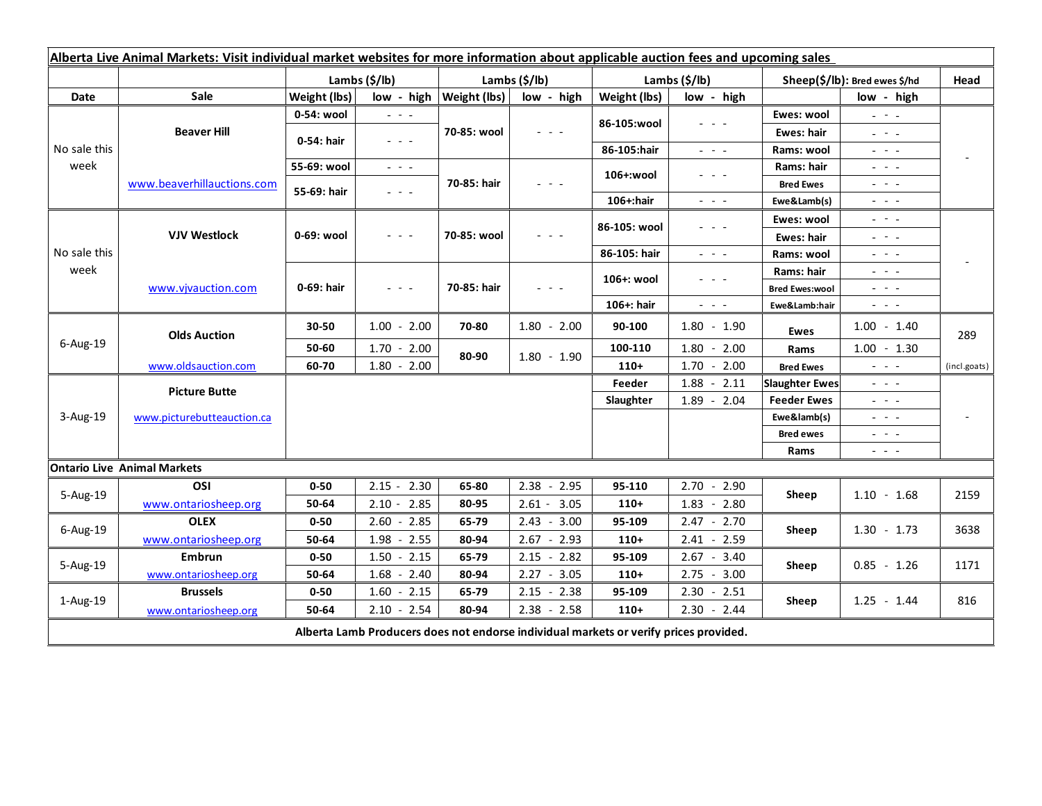**Alberta Live Animal Markets: Visit individual market websites for more information about applicable auction fees and upcoming sales**

| Date | Sale | Lambs ($/lb) Weight (lbs) | low - high | Lambs ($/lb) Weight (lbs) | low - high | Lambs ($/lb) Weight (lbs) | low - high | Sheep($/lb): Bred ewes $/hd | low - high | Head |
|---|---|---|---|---|---|---|---|---|---|---|
| No sale this week | Beaver Hill | 0-54: wool | - - - | 70-85: wool | - - - | 86-105:wool | - - - | Ewes: wool | - - - | - |
| | | 0-54: hair | - - - | | | | | Ewes: hair | - - - | |
| | | | | | | 86-105:hair | - - - | Rams: wool | - - - | |
| | www.beaverhillauctions.com | 55-69: wool | - - - | 70-85: hair | - - - | 106+:wool | - - - | Rams: hair | - - - | |
| | | 55-69: hair | - - - | | | | | Bred Ewes | - - - | |
| | | | | | | 106+:hair | - - - | Ewe&Lamb(s) | - - - | |
| No sale this week | VJV Westlock | 0-69: wool | - - - | 70-85: wool | - - - | 86-105: wool | - - - | Ewes: wool | - - - | - |
| | | | | | | | | Ewes: hair | - - - | |
| | | | | | | 86-105: hair | - - - | Rams: wool | - - - | |
| | www.vjvauction.com | 0-69: hair | - - - | 70-85: hair | - - - | 106+: wool | - - - | Rams: hair | - - - | |
| | | | | | | | | Bred Ewes:wool | - - - | |
| | | | | | | 106+: hair | - - - | Ewe&Lamb:hair | - - - | |
| 6-Aug-19 | Olds Auction | 30-50 | 1.00 - 2.00 | 70-80 | 1.80 - 2.00 | 90-100 | 1.80 - 1.90 | Ewes | 1.00 - 1.40 | 289 |
| | | 50-60 | 1.70 - 2.00 | 80-90 | 1.80 - 1.90 | 100-110 | 1.80 - 2.00 | Rams | 1.00 - 1.30 | |
| | www.oldsauction.com | 60-70 | 1.80 - 2.00 | | | 110+ | 1.70 - 2.00 | Bred Ewes | - - - | (incl.goats) |
| 3-Aug-19 | Picture Butte | | | | | Feeder | 1.88 - 2.11 | Slaughter Ewes | - - - | - |
| | www.picturebutteauction.ca | | | | | Slaughter | 1.89 - 2.04 | Feeder Ewes | - - - | |
| | | | | | | | | Ewe&lamb(s) | - - - | |
| | | | | | | | | Bred ewes | - - - | |
| | | | | | | | | Rams | - - - | |
| **Ontario Live Animal Markets** | | | | | | | | | | |
| 5-Aug-19 | OSI | 0-50 | 2.15 - 2.30 | 65-80 | 2.38 - 2.95 | 95-110 | 2.70 - 2.90 | Sheep | 1.10 - 1.68 | 2159 |
| | www.ontariosheep.org | 50-64 | 2.10 - 2.85 | 80-95 | 2.61 - 3.05 | 110+ | 1.83 - 2.80 | | | |
| 6-Aug-19 | OLEX | 0-50 | 2.60 - 2.85 | 65-79 | 2.43 - 3.00 | 95-109 | 2.47 - 2.70 | Sheep | 1.30 - 1.73 | 3638 |
| | www.ontariosheep.org | 50-64 | 1.98 - 2.55 | 80-94 | 2.67 - 2.93 | 110+ | 2.41 - 2.59 | | | |
| 5-Aug-19 | Embrun | 0-50 | 1.50 - 2.15 | 65-79 | 2.15 - 2.82 | 95-109 | 2.67 - 3.40 | Sheep | 0.85 - 1.26 | 1171 |
| | www.ontariosheep.org | 50-64 | 1.68 - 2.40 | 80-94 | 2.27 - 3.05 | 110+ | 2.75 - 3.00 | | | |
| 1-Aug-19 | Brussels | 0-50 | 1.60 - 2.15 | 65-79 | 2.15 - 2.38 | 95-109 | 2.30 - 2.51 | Sheep | 1.25 - 1.44 | 816 |
| | www.ontariosheep.org | 50-64 | 2.10 - 2.54 | 80-94 | 2.38 - 2.58 | 110+ | 2.30 - 2.44 | | | |

**Alberta Lamb Producers does not endorse individual markets or verify prices provided.**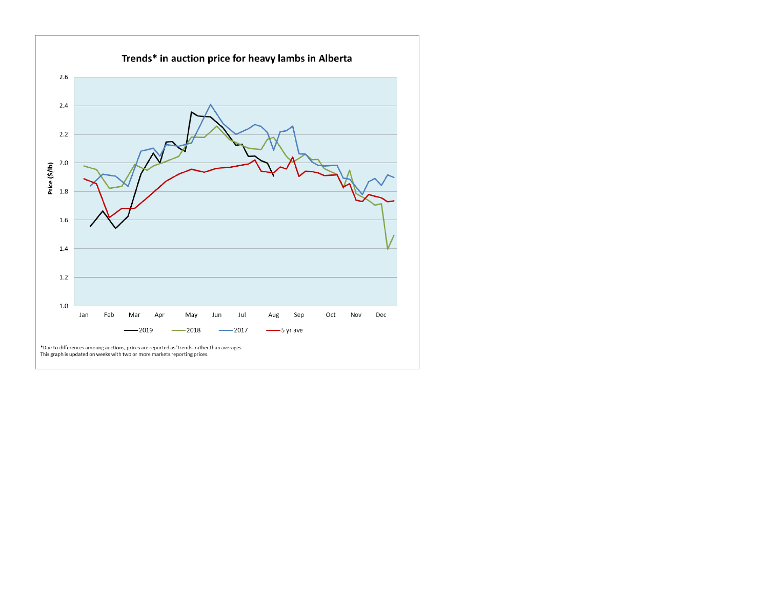**Trends* in auction price for heavy lambs in Alberta**

Price ($/lb)

2.6
2.4
2.2
2.0
1.8
1.6
1.4
1.2
1.0

Jan Feb Mar Apr May Jun Jul Aug Sep Oct Nov Dec

2019 2018 2017 5 yr ave

*Due to differences amoung auctions, prices are reported as 'trends' rather than averages.
This graph is updated on weeks with two or more markets reporting prices.